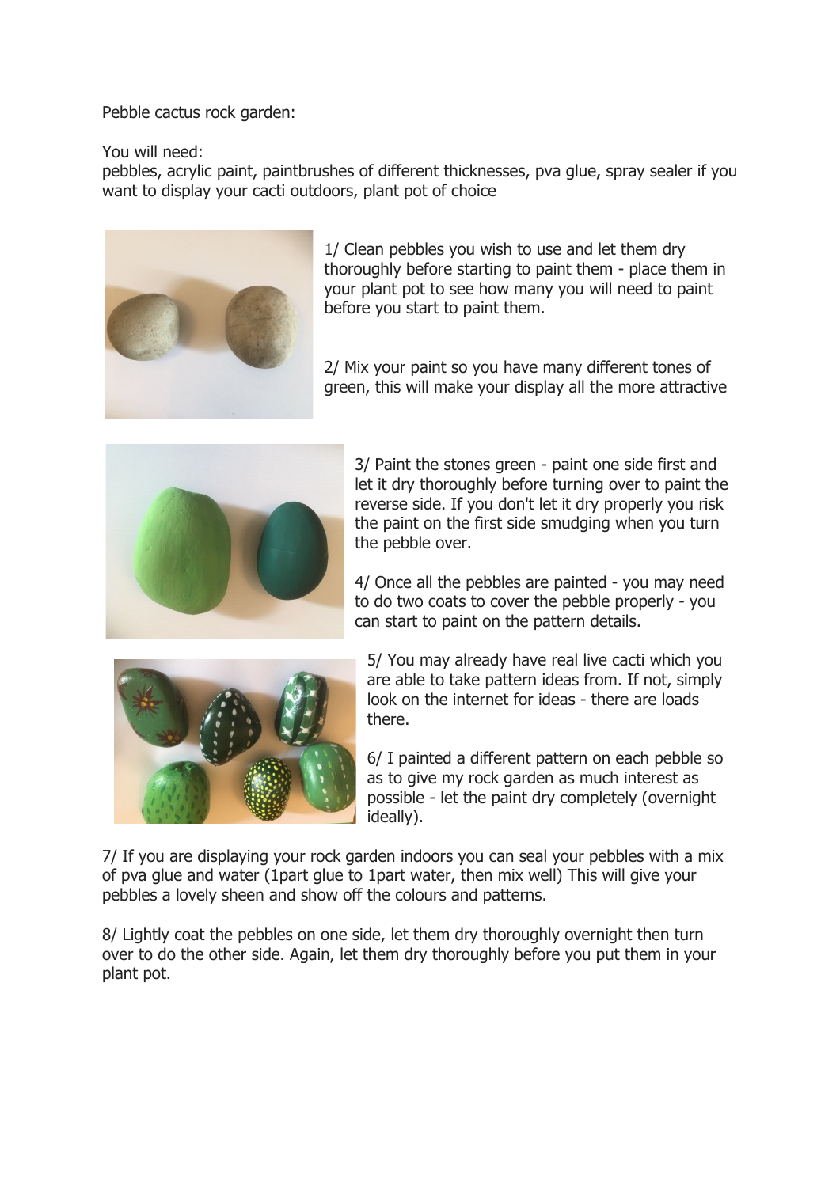Pebble cactus rock garden:

You will need:
pebbles, acrylic paint, paintbrushes of different thicknesses, pva glue, spray sealer if you want to display your cacti outdoors, plant pot of choice

1/ Clean pebbles you wish to use and let them dry thoroughly before starting to paint them - place them in your plant pot to see how many you will need to paint before you start to paint them.

2/ Mix your paint so you have many different tones of green, this will make your display all the more attractive

3/ Paint the stones green - paint one side first and let it dry thoroughly before turning over to paint the reverse side. If you don't let it dry properly you risk the paint on the first side smudging when you turn the pebble over.

4/ Once all the pebbles are painted - you may need to do two coats to cover the pebble properly - you can start to paint on the pattern details.

5/ You may already have real live cacti which you are able to take pattern ideas from. If not, simply look on the internet for ideas - there are loads there.

6/ I painted a different pattern on each pebble so as to give my rock garden as much interest as possible - let the paint dry completely (overnight ideally).

7/ If you are displaying your rock garden indoors you can seal your pebbles with a mix of pva glue and water (1part glue to 1part water, then mix well) This will give your pebbles a lovely sheen and show off the colours and patterns.

8/ Lightly coat the pebbles on one side, let them dry thoroughly overnight then turn over to do the other side. Again, let them dry thoroughly before you put them in your plant pot.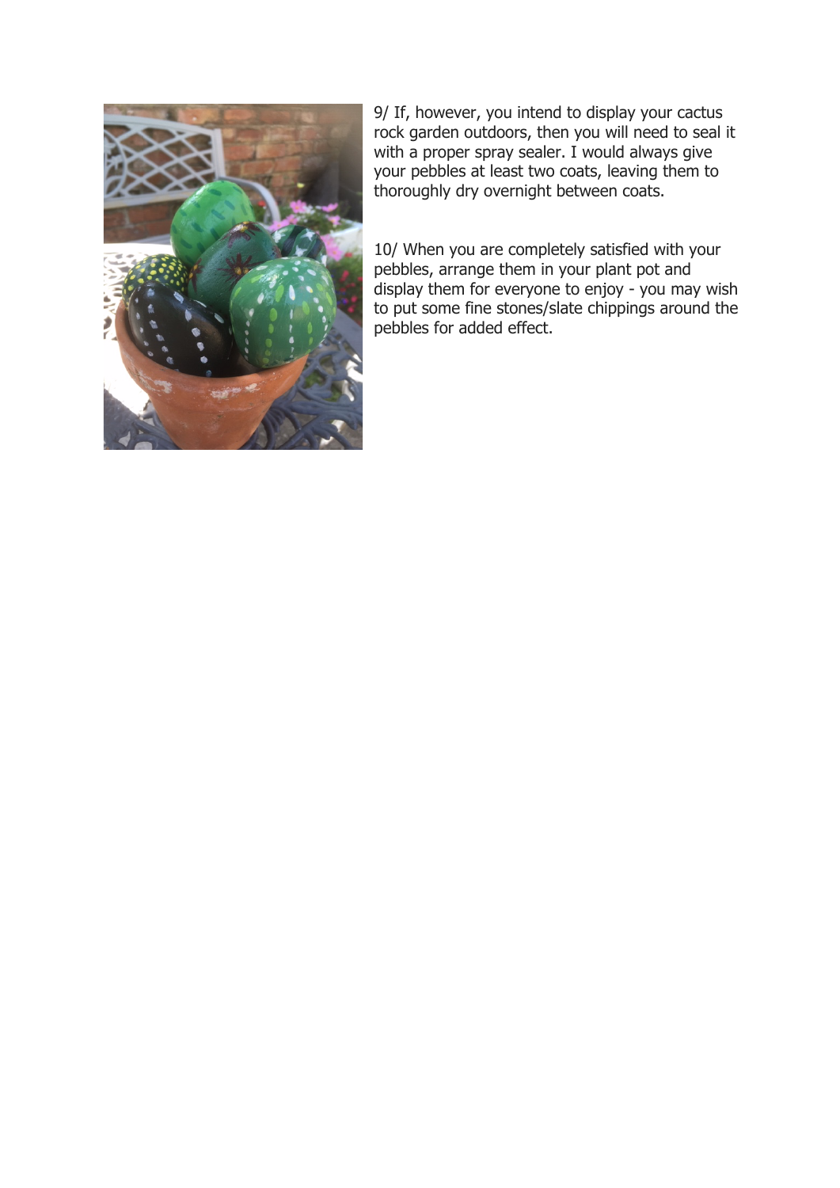9/ If, however, you intend to display your cactus rock garden outdoors, then you will need to seal it with a proper spray sealer. I would always give your pebbles at least two coats, leaving them to thoroughly dry overnight between coats.

10/ When you are completely satisfied with your pebbles, arrange them in your plant pot and display them for everyone to enjoy - you may wish to put some fine stones/slate chippings around the pebbles for added effect.